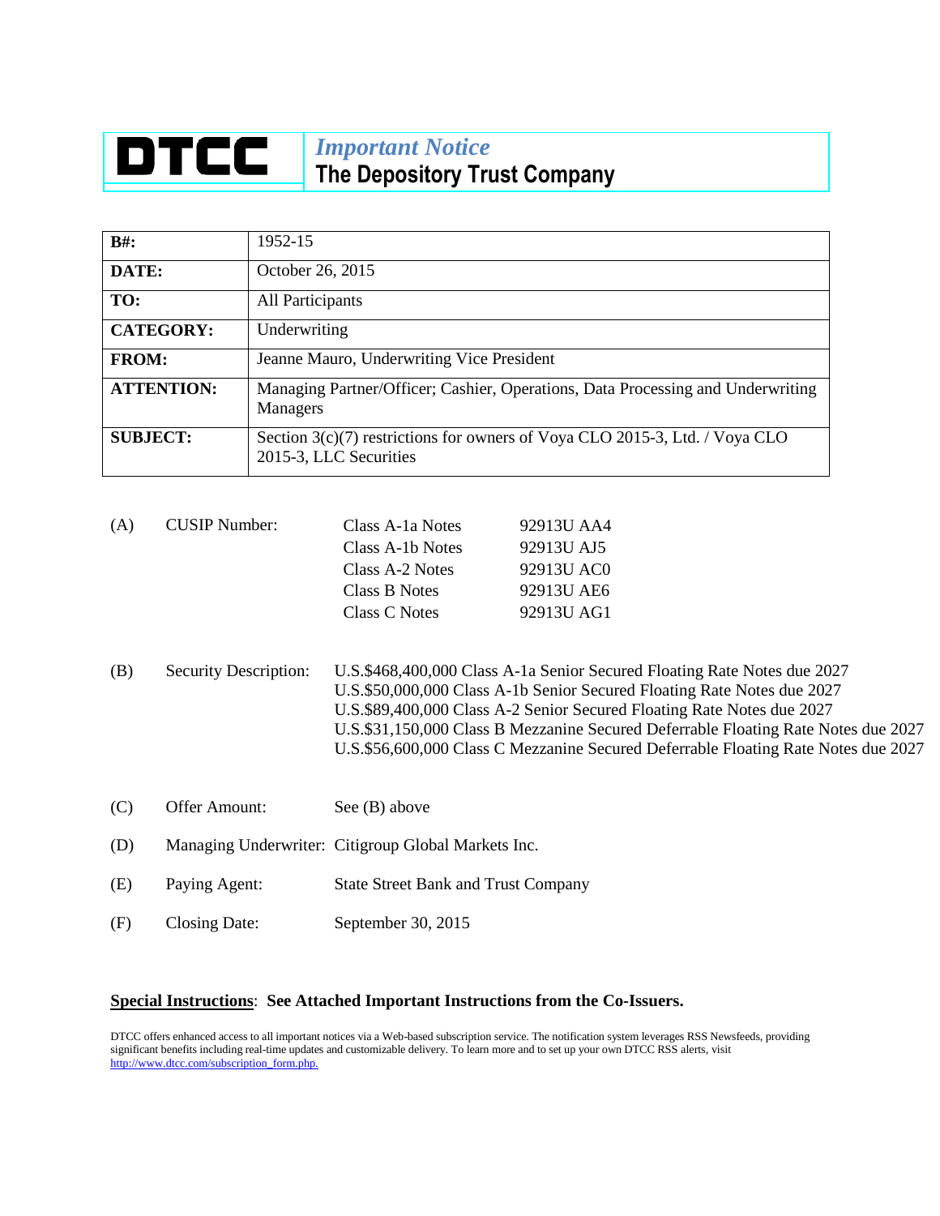# DTCC

## *Important Notice*

## The Depository Trust Company

| | |
|---|---|
| **B#:** | 1952-15 |
| **DATE:** | October 26, 2015 |
| **TO:** | All Participants |
| **CATEGORY:** | Underwriting |
| **FROM:** | Jeanne Mauro, Underwriting Vice President |
| **ATTENTION:** | Managing Partner/Officer; Cashier, Operations, Data Processing and Underwriting Managers |
| **SUBJECT:** | Section 3(c)(7) restrictions for owners of Voya CLO 2015-3, Ltd. / Voya CLO 2015-3, LLC Securities |

(A) CUSIP Number:

| | |
|---|---|
| Class A-1a Notes | 92913U AA4 |
| Class A-1b Notes | 92913U AJ5 |
| Class A-2 Notes | 92913U AC0 |
| Class B Notes | 92913U AE6 |
| Class C Notes | 92913U AG1 |

(B) Security Description:

U.S.$468,400,000 Class A-1a Senior Secured Floating Rate Notes due 2027
U.S.$50,000,000 Class A-1b Senior Secured Floating Rate Notes due 2027
U.S.$89,400,000 Class A-2 Senior Secured Floating Rate Notes due 2027
U.S.$31,150,000 Class B Mezzanine Secured Deferrable Floating Rate Notes due 2027
U.S.$56,600,000 Class C Mezzanine Secured Deferrable Floating Rate Notes due 2027

(C) Offer Amount: See (B) above

(D) Managing Underwriter: Citigroup Global Markets Inc.

(E) Paying Agent: State Street Bank and Trust Company

(F) Closing Date: September 30, 2015

**Special Instructions**: **See Attached Important Instructions from the Co-Issuers.**

DTCC offers enhanced access to all important notices via a Web-based subscription service. The notification system leverages RSS Newsfeeds, providing significant benefits including real-time updates and customizable delivery. To learn more and to set up your own DTCC RSS alerts, visit http://www.dtcc.com/subscription_form.php.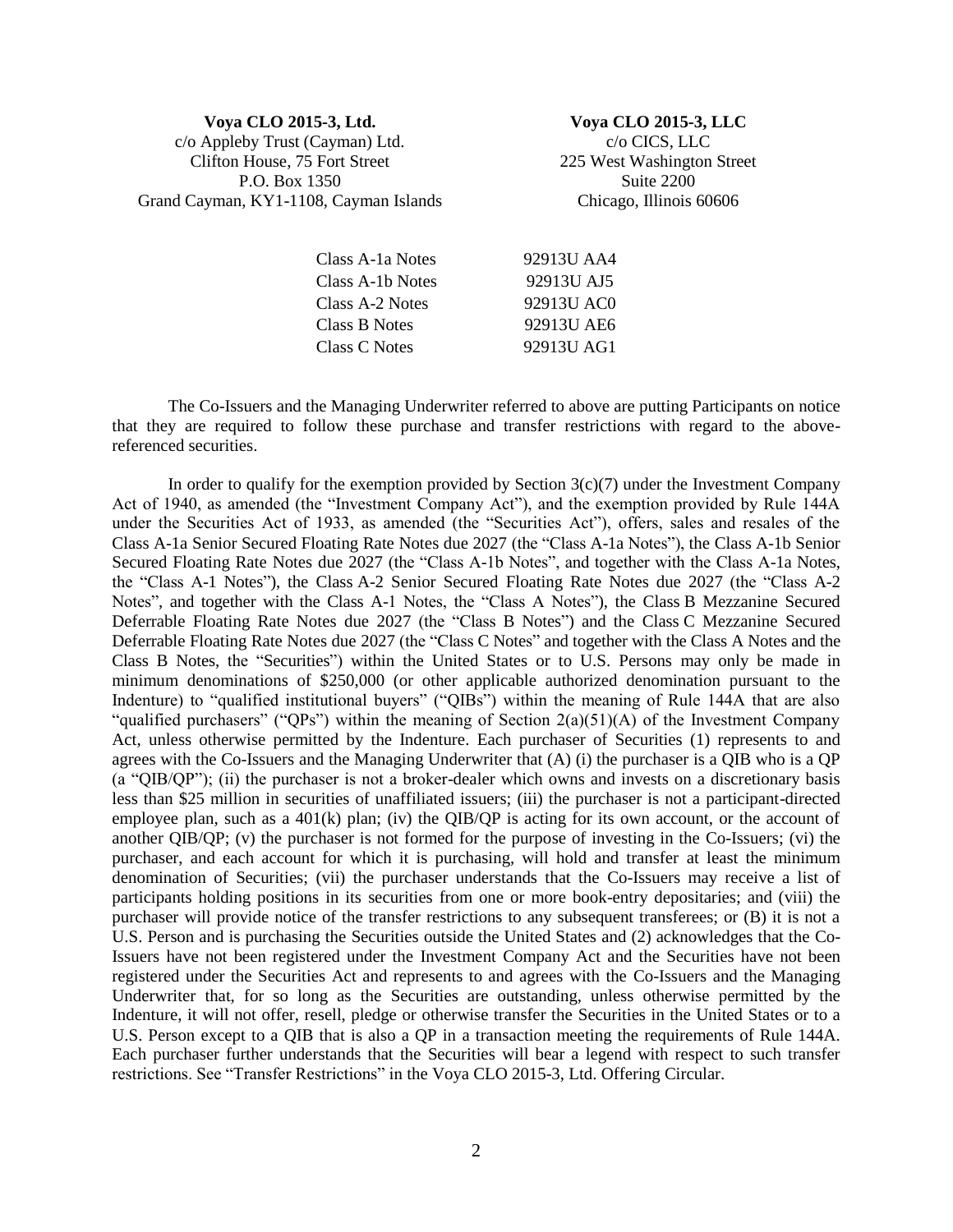**Voya CLO 2015-3, Ltd.**
c/o Appleby Trust (Cayman) Ltd.
Clifton House, 75 Fort Street
P.O. Box 1350
Grand Cayman, KY1-1108, Cayman Islands

**Voya CLO 2015-3, LLC**
c/o CICS, LLC
225 West Washington Street
Suite 2200
Chicago, Illinois 60606

| | |
|---|---|
| Class A-1a Notes | 92913U AA4 |
| Class A-1b Notes | 92913U AJ5 |
| Class A-2 Notes | 92913U AC0 |
| Class B Notes | 92913U AE6 |
| Class C Notes | 92913U AG1 |

The Co-Issuers and the Managing Underwriter referred to above are putting Participants on notice that they are required to follow these purchase and transfer restrictions with regard to the above-referenced securities.

In order to qualify for the exemption provided by Section 3(c)(7) under the Investment Company Act of 1940, as amended (the "Investment Company Act"), and the exemption provided by Rule 144A under the Securities Act of 1933, as amended (the "Securities Act"), offers, sales and resales of the Class A-1a Senior Secured Floating Rate Notes due 2027 (the "Class A-1a Notes"), the Class A-1b Senior Secured Floating Rate Notes due 2027 (the "Class A-1b Notes", and together with the Class A-1a Notes, the "Class A-1 Notes"), the Class A-2 Senior Secured Floating Rate Notes due 2027 (the "Class A-2 Notes", and together with the Class A-1 Notes, the "Class A Notes"), the Class B Mezzanine Secured Deferrable Floating Rate Notes due 2027 (the "Class B Notes") and the Class C Mezzanine Secured Deferrable Floating Rate Notes due 2027 (the "Class C Notes" and together with the Class A Notes and the Class B Notes, the "Securities") within the United States or to U.S. Persons may only be made in minimum denominations of $250,000 (or other applicable authorized denomination pursuant to the Indenture) to "qualified institutional buyers" ("QIBs") within the meaning of Rule 144A that are also "qualified purchasers" ("QPs") within the meaning of Section 2(a)(51)(A) of the Investment Company Act, unless otherwise permitted by the Indenture. Each purchaser of Securities (1) represents to and agrees with the Co-Issuers and the Managing Underwriter that (A) (i) the purchaser is a QIB who is a QP (a "QIB/QP"); (ii) the purchaser is not a broker-dealer which owns and invests on a discretionary basis less than $25 million in securities of unaffiliated issuers; (iii) the purchaser is not a participant-directed employee plan, such as a 401(k) plan; (iv) the QIB/QP is acting for its own account, or the account of another QIB/QP; (v) the purchaser is not formed for the purpose of investing in the Co-Issuers; (vi) the purchaser, and each account for which it is purchasing, will hold and transfer at least the minimum denomination of Securities; (vii) the purchaser understands that the Co-Issuers may receive a list of participants holding positions in its securities from one or more book-entry depositaries; and (viii) the purchaser will provide notice of the transfer restrictions to any subsequent transferees; or (B) it is not a U.S. Person and is purchasing the Securities outside the United States and (2) acknowledges that the Co-Issuers have not been registered under the Investment Company Act and the Securities have not been registered under the Securities Act and represents to and agrees with the Co-Issuers and the Managing Underwriter that, for so long as the Securities are outstanding, unless otherwise permitted by the Indenture, it will not offer, resell, pledge or otherwise transfer the Securities in the United States or to a U.S. Person except to a QIB that is also a QP in a transaction meeting the requirements of Rule 144A. Each purchaser further understands that the Securities will bear a legend with respect to such transfer restrictions. See "Transfer Restrictions" in the Voya CLO 2015-3, Ltd. Offering Circular.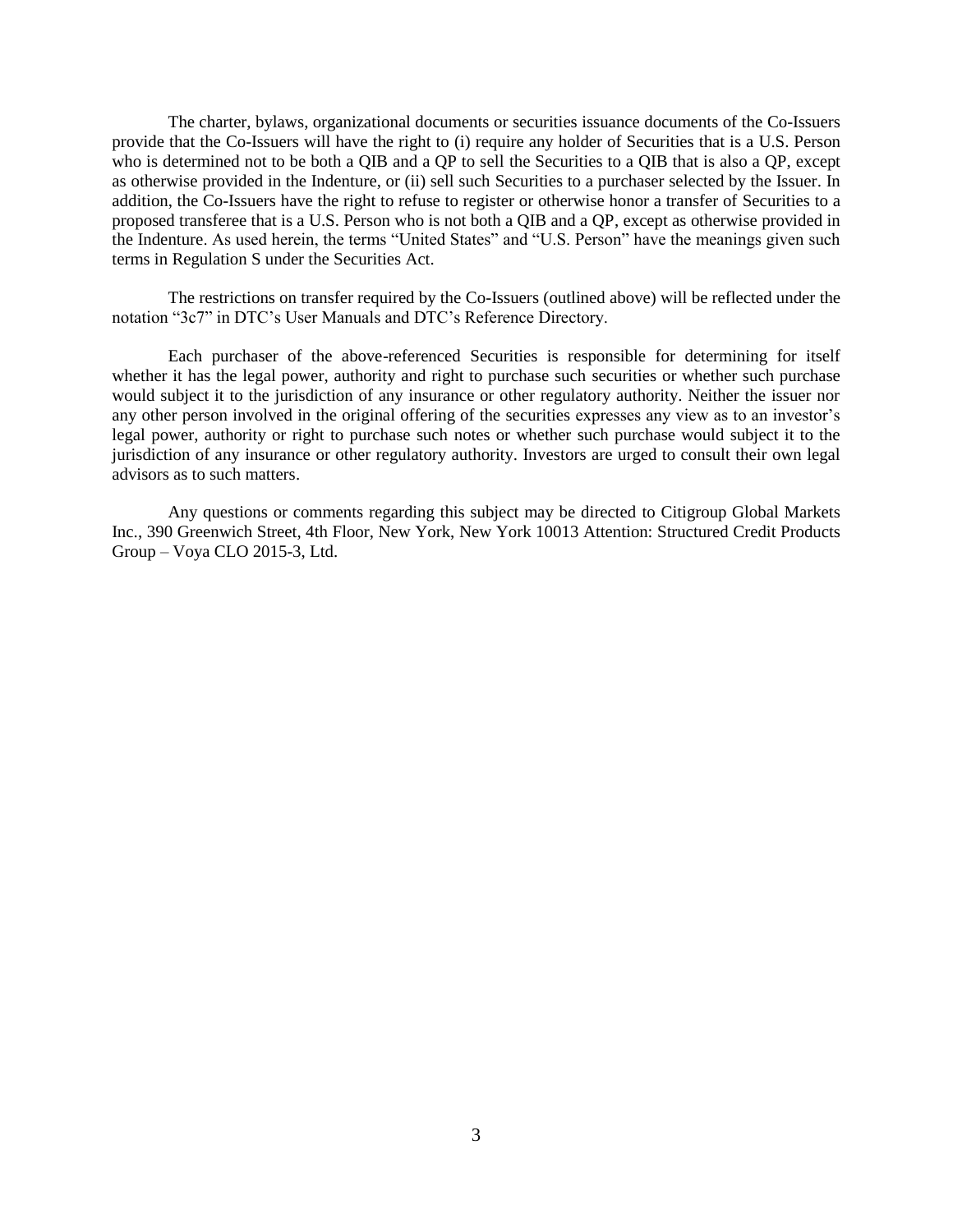The charter, bylaws, organizational documents or securities issuance documents of the Co-Issuers provide that the Co-Issuers will have the right to (i) require any holder of Securities that is a U.S. Person who is determined not to be both a QIB and a QP to sell the Securities to a QIB that is also a QP, except as otherwise provided in the Indenture, or (ii) sell such Securities to a purchaser selected by the Issuer. In addition, the Co-Issuers have the right to refuse to register or otherwise honor a transfer of Securities to a proposed transferee that is a U.S. Person who is not both a QIB and a QP, except as otherwise provided in the Indenture. As used herein, the terms "United States" and "U.S. Person" have the meanings given such terms in Regulation S under the Securities Act.

The restrictions on transfer required by the Co-Issuers (outlined above) will be reflected under the notation "3c7" in DTC's User Manuals and DTC's Reference Directory.

Each purchaser of the above-referenced Securities is responsible for determining for itself whether it has the legal power, authority and right to purchase such securities or whether such purchase would subject it to the jurisdiction of any insurance or other regulatory authority. Neither the issuer nor any other person involved in the original offering of the securities expresses any view as to an investor's legal power, authority or right to purchase such notes or whether such purchase would subject it to the jurisdiction of any insurance or other regulatory authority. Investors are urged to consult their own legal advisors as to such matters.

Any questions or comments regarding this subject may be directed to Citigroup Global Markets Inc., 390 Greenwich Street, 4th Floor, New York, New York 10013 Attention: Structured Credit Products Group – Voya CLO 2015-3, Ltd.